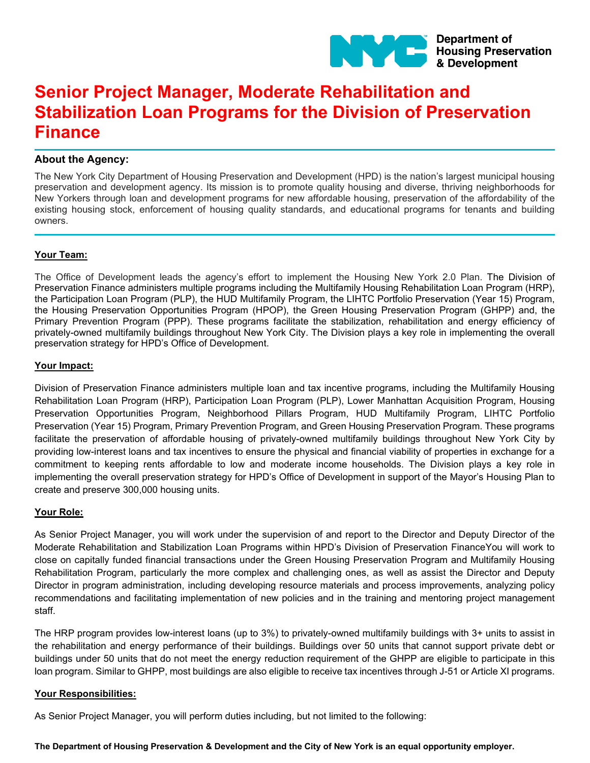Department of Housing Preservation & Development

# Senior Project Manager, Moderate Rehabilitation and Stabilization Loan Programs for the Division of Preservation Finance

## About the Agency:

The New York City Department of Housing Preservation and Development (HPD) is the nation's largest municipal housing preservation and development agency. Its mission is to promote quality housing and diverse, thriving neighborhoods for New Yorkers through loan and development programs for new affordable housing, preservation of the affordability of the existing housing stock, enforcement of housing quality standards, and educational programs for tenants and building owners.

### Your Team:

The Office of Development leads the agency's effort to implement the Housing New York 2.0 Plan. The Division of Preservation Finance administers multiple programs including the Multifamily Housing Rehabilitation Loan Program (HRP), the Participation Loan Program (PLP), the HUD Multifamily Program, the LIHTC Portfolio Preservation (Year 15) Program, the Housing Preservation Opportunities Program (HPOP), the Green Housing Preservation Program (GHPP) and, the Primary Prevention Program (PPP). These programs facilitate the stabilization, rehabilitation and energy efficiency of privately-owned multifamily buildings throughout New York City. The Division plays a key role in implementing the overall preservation strategy for HPD's Office of Development.

### Your Impact:

Division of Preservation Finance administers multiple loan and tax incentive programs, including the Multifamily Housing Rehabilitation Loan Program (HRP), Participation Loan Program (PLP), Lower Manhattan Acquisition Program, Housing Preservation Opportunities Program, Neighborhood Pillars Program, HUD Multifamily Program, LIHTC Portfolio Preservation (Year 15) Program, Primary Prevention Program, and Green Housing Preservation Program. These programs facilitate the preservation of affordable housing of privately-owned multifamily buildings throughout New York City by providing low-interest loans and tax incentives to ensure the physical and financial viability of properties in exchange for a commitment to keeping rents affordable to low and moderate income households. The Division plays a key role in implementing the overall preservation strategy for HPD's Office of Development in support of the Mayor's Housing Plan to create and preserve 300,000 housing units.

### Your Role:

As Senior Project Manager, you will work under the supervision of and report to the Director and Deputy Director of the Moderate Rehabilitation and Stabilization Loan Programs within HPD's Division of Preservation FinanceYou will work to close on capitally funded financial transactions under the Green Housing Preservation Program and Multifamily Housing Rehabilitation Program, particularly the more complex and challenging ones, as well as assist the Director and Deputy Director in program administration, including developing resource materials and process improvements, analyzing policy recommendations and facilitating implementation of new policies and in the training and mentoring project management staff.

The HRP program provides low-interest loans (up to 3%) to privately-owned multifamily buildings with 3+ units to assist in the rehabilitation and energy performance of their buildings. Buildings over 50 units that cannot support private debt or buildings under 50 units that do not meet the energy reduction requirement of the GHPP are eligible to participate in this loan program. Similar to GHPP, most buildings are also eligible to receive tax incentives through J-51 or Article XI programs.

### Your Responsibilities:

As Senior Project Manager, you will perform duties including, but not limited to the following:

**The Department of Housing Preservation & Development and the City of New York is an equal opportunity employer.**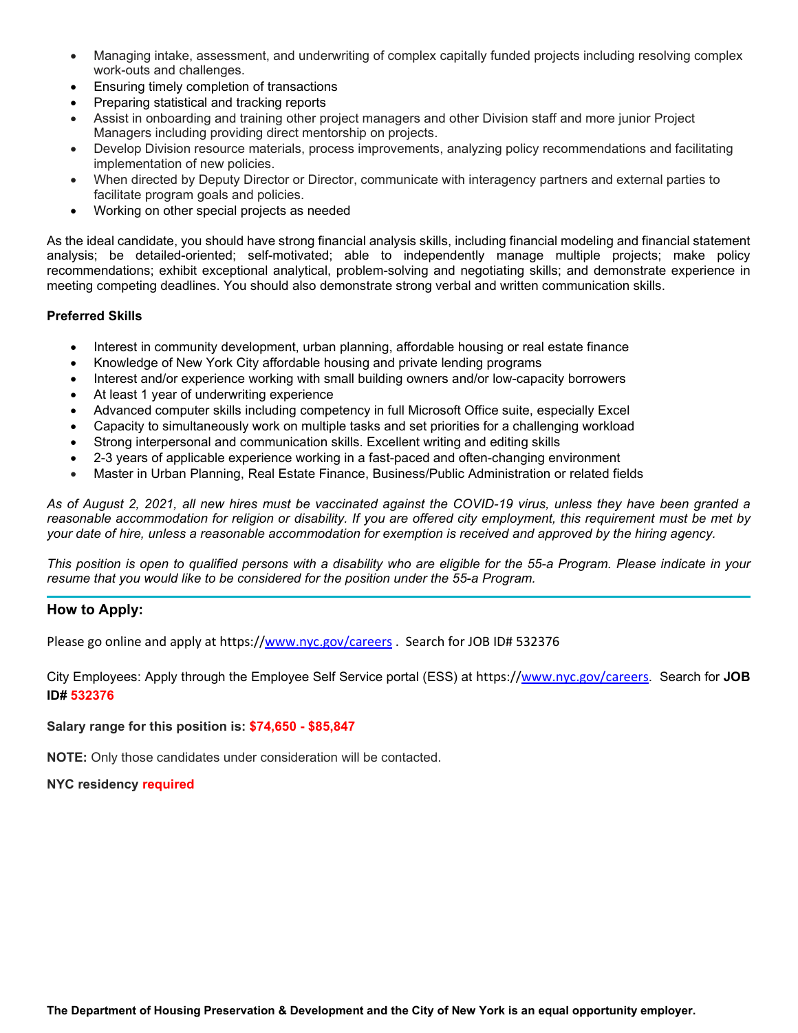- Managing intake, assessment, and underwriting of complex capitally funded projects including resolving complex work-outs and challenges.
- Ensuring timely completion of transactions
- Preparing statistical and tracking reports
- Assist in onboarding and training other project managers and other Division staff and more junior Project Managers including providing direct mentorship on projects.
- Develop Division resource materials, process improvements, analyzing policy recommendations and facilitating implementation of new policies.
- When directed by Deputy Director or Director, communicate with interagency partners and external parties to facilitate program goals and policies.
- Working on other special projects as needed

As the ideal candidate, you should have strong financial analysis skills, including financial modeling and financial statement analysis; be detailed-oriented; self-motivated; able to independently manage multiple projects; make policy recommendations; exhibit exceptional analytical, problem-solving and negotiating skills; and demonstrate experience in meeting competing deadlines. You should also demonstrate strong verbal and written communication skills.

**Preferred Skills**

- Interest in community development, urban planning, affordable housing or real estate finance
- Knowledge of New York City affordable housing and private lending programs
- Interest and/or experience working with small building owners and/or low-capacity borrowers
- At least 1 year of underwriting experience
- Advanced computer skills including competency in full Microsoft Office suite, especially Excel
- Capacity to simultaneously work on multiple tasks and set priorities for a challenging workload
- Strong interpersonal and communication skills. Excellent writing and editing skills
- 2-3 years of applicable experience working in a fast-paced and often-changing environment
- Master in Urban Planning, Real Estate Finance, Business/Public Administration or related fields

*As of August 2, 2021, all new hires must be vaccinated against the COVID-19 virus, unless they have been granted a reasonable accommodation for religion or disability. If you are offered city employment, this requirement must be met by your date of hire, unless a reasonable accommodation for exemption is received and approved by the hiring agency.*

*This position is open to qualified persons with a disability who are eligible for the 55-a Program. Please indicate in your resume that you would like to be considered for the position under the 55-a Program.*

## How to Apply:

Please go online and apply at https://www.nyc.gov/careers . Search for JOB ID# 532376

City Employees: Apply through the Employee Self Service portal (ESS) at https://www.nyc.gov/careers. Search for **JOB ID# 532376**

**Salary range for this position is: $74,650 - $85,847**

**NOTE:** Only those candidates under consideration will be contacted.

**NYC residency required**

**The Department of Housing Preservation & Development and the City of New York is an equal opportunity employer.**